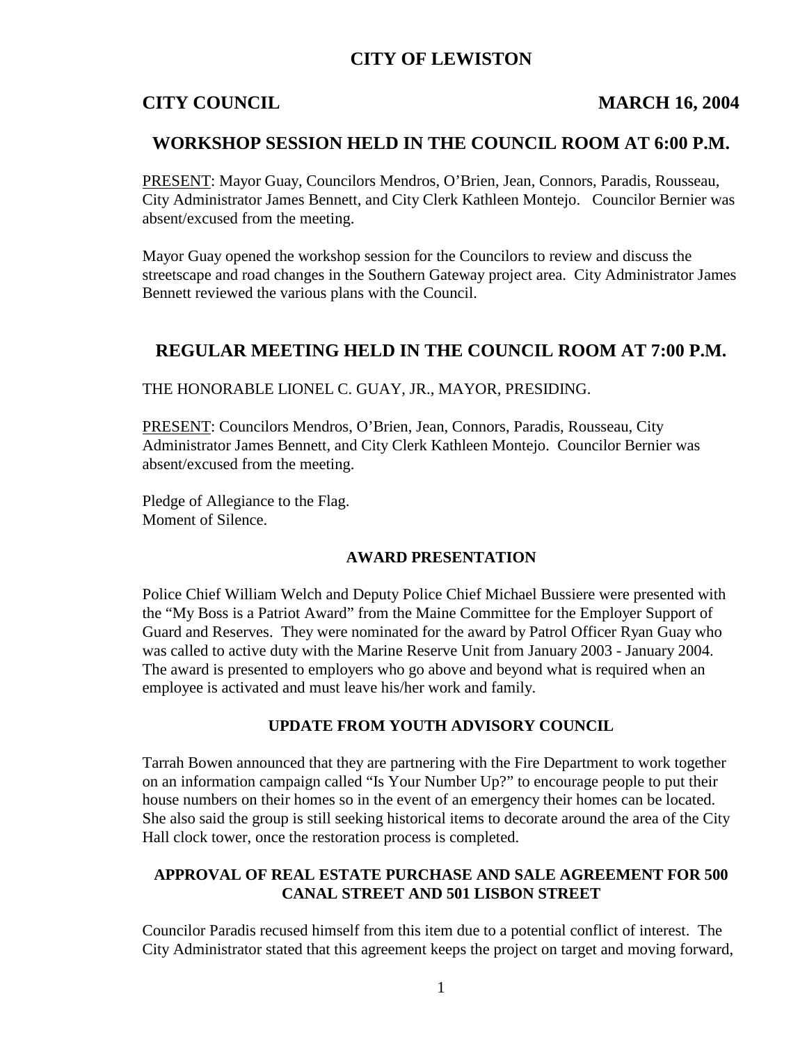# CITY OF LEWISTON

**CITY COUNCIL** **MARCH 16, 2004**

## WORKSHOP SESSION HELD IN THE COUNCIL ROOM AT 6:00 P.M.

PRESENT: Mayor Guay, Councilors Mendros, O'Brien, Jean, Connors, Paradis, Rousseau, City Administrator James Bennett, and City Clerk Kathleen Montejo. Councilor Bernier was absent/excused from the meeting.

Mayor Guay opened the workshop session for the Councilors to review and discuss the streetscape and road changes in the Southern Gateway project area. City Administrator James Bennett reviewed the various plans with the Council.

## REGULAR MEETING HELD IN THE COUNCIL ROOM AT 7:00 P.M.

THE HONORABLE LIONEL C. GUAY, JR., MAYOR, PRESIDING.

PRESENT: Councilors Mendros, O'Brien, Jean, Connors, Paradis, Rousseau, City Administrator James Bennett, and City Clerk Kathleen Montejo. Councilor Bernier was absent/excused from the meeting.

Pledge of Allegiance to the Flag.
Moment of Silence.

### AWARD PRESENTATION

Police Chief William Welch and Deputy Police Chief Michael Bussiere were presented with the "My Boss is a Patriot Award" from the Maine Committee for the Employer Support of Guard and Reserves. They were nominated for the award by Patrol Officer Ryan Guay who was called to active duty with the Marine Reserve Unit from January 2003 - January 2004. The award is presented to employers who go above and beyond what is required when an employee is activated and must leave his/her work and family.

### UPDATE FROM YOUTH ADVISORY COUNCIL

Tarrah Bowen announced that they are partnering with the Fire Department to work together on an information campaign called "Is Your Number Up?" to encourage people to put their house numbers on their homes so in the event of an emergency their homes can be located. She also said the group is still seeking historical items to decorate around the area of the City Hall clock tower, once the restoration process is completed.

### APPROVAL OF REAL ESTATE PURCHASE AND SALE AGREEMENT FOR 500 CANAL STREET AND 501 LISBON STREET

Councilor Paradis recused himself from this item due to a potential conflict of interest. The City Administrator stated that this agreement keeps the project on target and moving forward,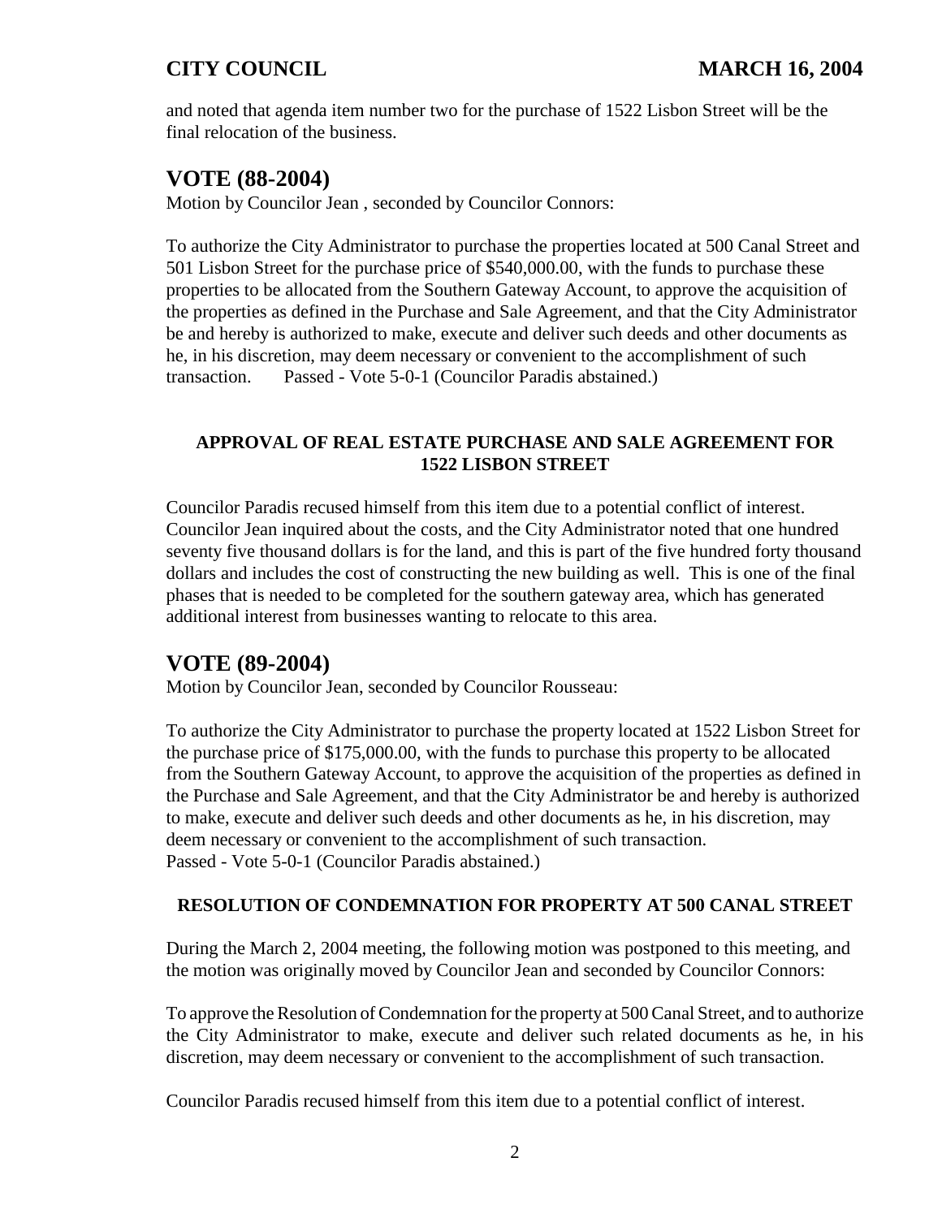and noted that agenda item number two for the purchase of 1522 Lisbon Street will be the final relocation of the business.

## VOTE (88-2004)

Motion by Councilor Jean , seconded by Councilor Connors:

To authorize the City Administrator to purchase the properties located at 500 Canal Street and 501 Lisbon Street for the purchase price of $540,000.00, with the funds to purchase these properties to be allocated from the Southern Gateway Account, to approve the acquisition of the properties as defined in the Purchase and Sale Agreement, and that the City Administrator be and hereby is authorized to make, execute and deliver such deeds and other documents as he, in his discretion, may deem necessary or convenient to the accomplishment of such transaction. Passed - Vote 5-0-1 (Councilor Paradis abstained.)

**APPROVAL OF REAL ESTATE PURCHASE AND SALE AGREEMENT FOR 1522 LISBON STREET**

Councilor Paradis recused himself from this item due to a potential conflict of interest. Councilor Jean inquired about the costs, and the City Administrator noted that one hundred seventy five thousand dollars is for the land, and this is part of the five hundred forty thousand dollars and includes the cost of constructing the new building as well. This is one of the final phases that is needed to be completed for the southern gateway area, which has generated additional interest from businesses wanting to relocate to this area.

## VOTE (89-2004)

Motion by Councilor Jean, seconded by Councilor Rousseau:

To authorize the City Administrator to purchase the property located at 1522 Lisbon Street for the purchase price of $175,000.00, with the funds to purchase this property to be allocated from the Southern Gateway Account, to approve the acquisition of the properties as defined in the Purchase and Sale Agreement, and that the City Administrator be and hereby is authorized to make, execute and deliver such deeds and other documents as he, in his discretion, may deem necessary or convenient to the accomplishment of such transaction.
Passed - Vote 5-0-1 (Councilor Paradis abstained.)

**RESOLUTION OF CONDEMNATION FOR PROPERTY AT 500 CANAL STREET**

During the March 2, 2004 meeting, the following motion was postponed to this meeting, and the motion was originally moved by Councilor Jean and seconded by Councilor Connors:

To approve the Resolution of Condemnation for the property at 500 Canal Street, and to authorize the City Administrator to make, execute and deliver such related documents as he, in his discretion, may deem necessary or convenient to the accomplishment of such transaction.

Councilor Paradis recused himself from this item due to a potential conflict of interest.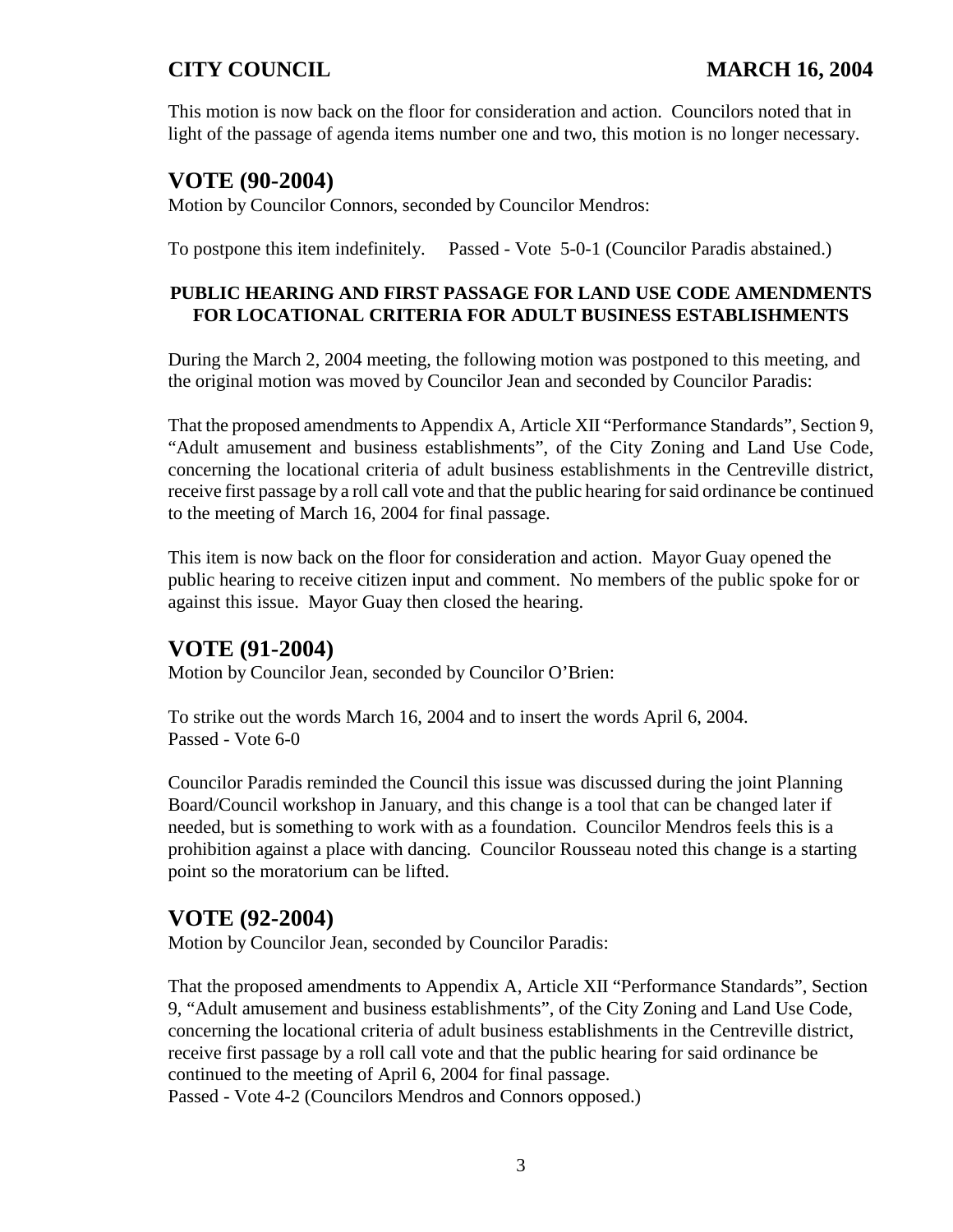This motion is now back on the floor for consideration and action. Councilors noted that in light of the passage of agenda items number one and two, this motion is no longer necessary.

## VOTE (90-2004)

Motion by Councilor Connors, seconded by Councilor Mendros:

To postpone this item indefinitely. Passed - Vote 5-0-1 (Councilor Paradis abstained.)

### PUBLIC HEARING AND FIRST PASSAGE FOR LAND USE CODE AMENDMENTS FOR LOCATIONAL CRITERIA FOR ADULT BUSINESS ESTABLISHMENTS

During the March 2, 2004 meeting, the following motion was postponed to this meeting, and the original motion was moved by Councilor Jean and seconded by Councilor Paradis:

That the proposed amendments to Appendix A, Article XII "Performance Standards", Section 9, "Adult amusement and business establishments", of the City Zoning and Land Use Code, concerning the locational criteria of adult business establishments in the Centreville district, receive first passage by a roll call vote and that the public hearing for said ordinance be continued to the meeting of March 16, 2004 for final passage.

This item is now back on the floor for consideration and action. Mayor Guay opened the public hearing to receive citizen input and comment. No members of the public spoke for or against this issue. Mayor Guay then closed the hearing.

## VOTE (91-2004)

Motion by Councilor Jean, seconded by Councilor O'Brien:

To strike out the words March 16, 2004 and to insert the words April 6, 2004.
Passed - Vote 6-0

Councilor Paradis reminded the Council this issue was discussed during the joint Planning Board/Council workshop in January, and this change is a tool that can be changed later if needed, but is something to work with as a foundation. Councilor Mendros feels this is a prohibition against a place with dancing. Councilor Rousseau noted this change is a starting point so the moratorium can be lifted.

## VOTE (92-2004)

Motion by Councilor Jean, seconded by Councilor Paradis:

That the proposed amendments to Appendix A, Article XII "Performance Standards", Section 9, "Adult amusement and business establishments", of the City Zoning and Land Use Code, concerning the locational criteria of adult business establishments in the Centreville district, receive first passage by a roll call vote and that the public hearing for said ordinance be continued to the meeting of April 6, 2004 for final passage.
Passed - Vote 4-2 (Councilors Mendros and Connors opposed.)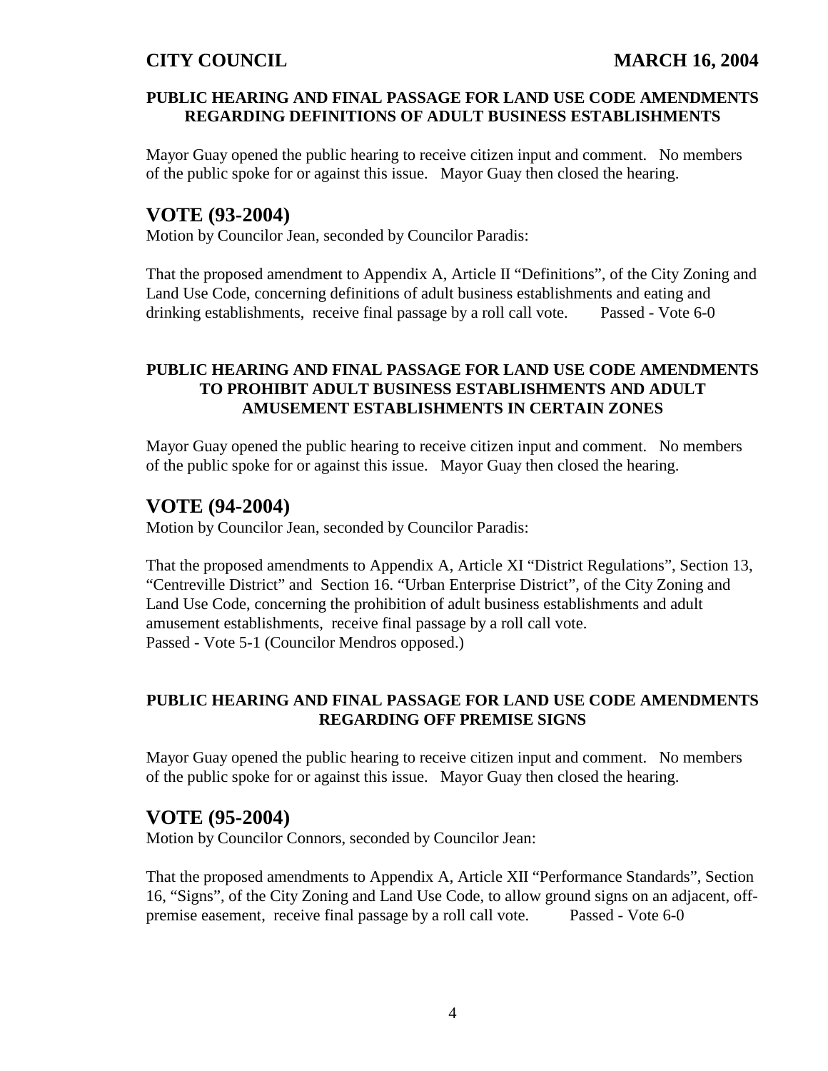**PUBLIC HEARING AND FINAL PASSAGE FOR LAND USE CODE AMENDMENTS REGARDING DEFINITIONS OF ADULT BUSINESS ESTABLISHMENTS**

Mayor Guay opened the public hearing to receive citizen input and comment. No members of the public spoke for or against this issue. Mayor Guay then closed the hearing.

## VOTE (93-2004)

Motion by Councilor Jean, seconded by Councilor Paradis:

That the proposed amendment to Appendix A, Article II "Definitions", of the City Zoning and Land Use Code, concerning definitions of adult business establishments and eating and drinking establishments, receive final passage by a roll call vote. Passed - Vote 6-0

**PUBLIC HEARING AND FINAL PASSAGE FOR LAND USE CODE AMENDMENTS TO PROHIBIT ADULT BUSINESS ESTABLISHMENTS AND ADULT AMUSEMENT ESTABLISHMENTS IN CERTAIN ZONES**

Mayor Guay opened the public hearing to receive citizen input and comment. No members of the public spoke for or against this issue. Mayor Guay then closed the hearing.

## VOTE (94-2004)

Motion by Councilor Jean, seconded by Councilor Paradis:

That the proposed amendments to Appendix A, Article XI "District Regulations", Section 13, "Centreville District" and Section 16. "Urban Enterprise District", of the City Zoning and Land Use Code, concerning the prohibition of adult business establishments and adult amusement establishments, receive final passage by a roll call vote.
Passed - Vote 5-1 (Councilor Mendros opposed.)

**PUBLIC HEARING AND FINAL PASSAGE FOR LAND USE CODE AMENDMENTS REGARDING OFF PREMISE SIGNS**

Mayor Guay opened the public hearing to receive citizen input and comment. No members of the public spoke for or against this issue. Mayor Guay then closed the hearing.

## VOTE (95-2004)

Motion by Councilor Connors, seconded by Councilor Jean:

That the proposed amendments to Appendix A, Article XII "Performance Standards", Section 16, "Signs", of the City Zoning and Land Use Code, to allow ground signs on an adjacent, off-premise easement, receive final passage by a roll call vote. Passed - Vote 6-0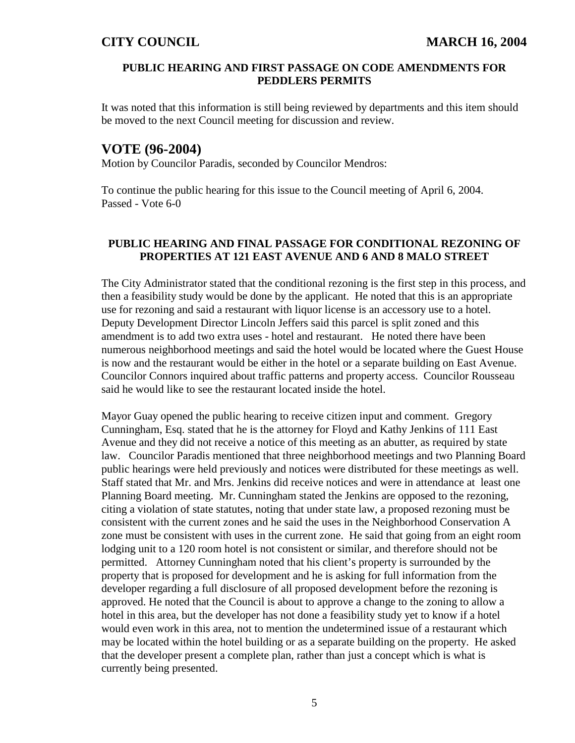### PUBLIC HEARING AND FIRST PASSAGE ON CODE AMENDMENTS FOR PEDDLERS PERMITS

It was noted that this information is still being reviewed by departments and this item should be moved to the next Council meeting for discussion and review.

## VOTE (96-2004)

Motion by Councilor Paradis, seconded by Councilor Mendros:

To continue the public hearing for this issue to the Council meeting of April 6, 2004.
Passed - Vote 6-0

### PUBLIC HEARING AND FINAL PASSAGE FOR CONDITIONAL REZONING OF PROPERTIES AT 121 EAST AVENUE AND 6 AND 8 MALO STREET

The City Administrator stated that the conditional rezoning is the first step in this process, and then a feasibility study would be done by the applicant. He noted that this is an appropriate use for rezoning and said a restaurant with liquor license is an accessory use to a hotel. Deputy Development Director Lincoln Jeffers said this parcel is split zoned and this amendment is to add two extra uses - hotel and restaurant. He noted there have been numerous neighborhood meetings and said the hotel would be located where the Guest House is now and the restaurant would be either in the hotel or a separate building on East Avenue. Councilor Connors inquired about traffic patterns and property access. Councilor Rousseau said he would like to see the restaurant located inside the hotel.

Mayor Guay opened the public hearing to receive citizen input and comment. Gregory Cunningham, Esq. stated that he is the attorney for Floyd and Kathy Jenkins of 111 East Avenue and they did not receive a notice of this meeting as an abutter, as required by state law. Councilor Paradis mentioned that three neighborhood meetings and two Planning Board public hearings were held previously and notices were distributed for these meetings as well. Staff stated that Mr. and Mrs. Jenkins did receive notices and were in attendance at least one Planning Board meeting. Mr. Cunningham stated the Jenkins are opposed to the rezoning, citing a violation of state statutes, noting that under state law, a proposed rezoning must be consistent with the current zones and he said the uses in the Neighborhood Conservation A zone must be consistent with uses in the current zone. He said that going from an eight room lodging unit to a 120 room hotel is not consistent or similar, and therefore should not be permitted. Attorney Cunningham noted that his client's property is surrounded by the property that is proposed for development and he is asking for full information from the developer regarding a full disclosure of all proposed development before the rezoning is approved. He noted that the Council is about to approve a change to the zoning to allow a hotel in this area, but the developer has not done a feasibility study yet to know if a hotel would even work in this area, not to mention the undetermined issue of a restaurant which may be located within the hotel building or as a separate building on the property. He asked that the developer present a complete plan, rather than just a concept which is what is currently being presented.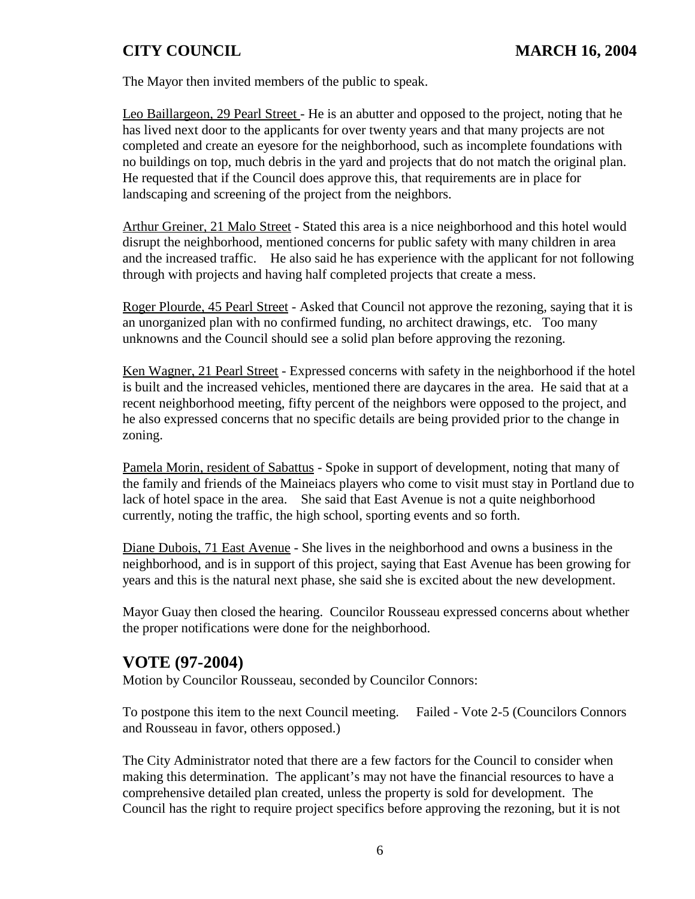The Mayor then invited members of the public to speak.

Leo Baillargeon, 29 Pearl Street - He is an abutter and opposed to the project, noting that he has lived next door to the applicants for over twenty years and that many projects are not completed and create an eyesore for the neighborhood, such as incomplete foundations with no buildings on top, much debris in the yard and projects that do not match the original plan. He requested that if the Council does approve this, that requirements are in place for landscaping and screening of the project from the neighbors.

Arthur Greiner, 21 Malo Street - Stated this area is a nice neighborhood and this hotel would disrupt the neighborhood, mentioned concerns for public safety with many children in area and the increased traffic. He also said he has experience with the applicant for not following through with projects and having half completed projects that create a mess.

Roger Plourde, 45 Pearl Street - Asked that Council not approve the rezoning, saying that it is an unorganized plan with no confirmed funding, no architect drawings, etc. Too many unknowns and the Council should see a solid plan before approving the rezoning.

Ken Wagner, 21 Pearl Street - Expressed concerns with safety in the neighborhood if the hotel is built and the increased vehicles, mentioned there are daycares in the area. He said that at a recent neighborhood meeting, fifty percent of the neighbors were opposed to the project, and he also expressed concerns that no specific details are being provided prior to the change in zoning.

Pamela Morin, resident of Sabattus - Spoke in support of development, noting that many of the family and friends of the Maineiacs players who come to visit must stay in Portland due to lack of hotel space in the area. She said that East Avenue is not a quite neighborhood currently, noting the traffic, the high school, sporting events and so forth.

Diane Dubois, 71 East Avenue - She lives in the neighborhood and owns a business in the neighborhood, and is in support of this project, saying that East Avenue has been growing for years and this is the natural next phase, she said she is excited about the new development.

Mayor Guay then closed the hearing. Councilor Rousseau expressed concerns about whether the proper notifications were done for the neighborhood.

## VOTE (97-2004)

Motion by Councilor Rousseau, seconded by Councilor Connors:

To postpone this item to the next Council meeting. Failed - Vote 2-5 (Councilors Connors and Rousseau in favor, others opposed.)

The City Administrator noted that there are a few factors for the Council to consider when making this determination. The applicant's may not have the financial resources to have a comprehensive detailed plan created, unless the property is sold for development. The Council has the right to require project specifics before approving the rezoning, but it is not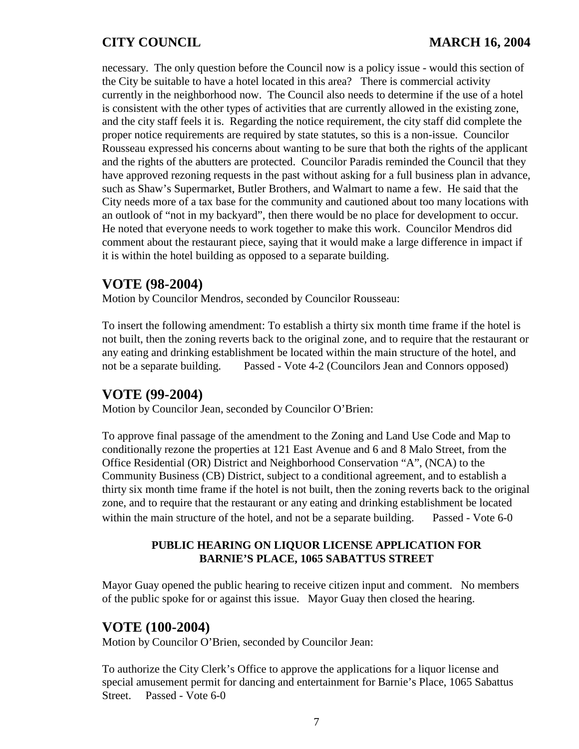necessary. The only question before the Council now is a policy issue - would this section of the City be suitable to have a hotel located in this area? There is commercial activity currently in the neighborhood now. The Council also needs to determine if the use of a hotel is consistent with the other types of activities that are currently allowed in the existing zone, and the city staff feels it is. Regarding the notice requirement, the city staff did complete the proper notice requirements are required by state statutes, so this is a non-issue. Councilor Rousseau expressed his concerns about wanting to be sure that both the rights of the applicant and the rights of the abutters are protected. Councilor Paradis reminded the Council that they have approved rezoning requests in the past without asking for a full business plan in advance, such as Shaw's Supermarket, Butler Brothers, and Walmart to name a few. He said that the City needs more of a tax base for the community and cautioned about too many locations with an outlook of "not in my backyard", then there would be no place for development to occur. He noted that everyone needs to work together to make this work. Councilor Mendros did comment about the restaurant piece, saying that it would make a large difference in impact if it is within the hotel building as opposed to a separate building.

## VOTE (98-2004)

Motion by Councilor Mendros, seconded by Councilor Rousseau:

To insert the following amendment: To establish a thirty six month time frame if the hotel is not built, then the zoning reverts back to the original zone, and to require that the restaurant or any eating and drinking establishment be located within the main structure of the hotel, and not be a separate building. Passed - Vote 4-2 (Councilors Jean and Connors opposed)

## VOTE (99-2004)

Motion by Councilor Jean, seconded by Councilor O'Brien:

To approve final passage of the amendment to the Zoning and Land Use Code and Map to conditionally rezone the properties at 121 East Avenue and 6 and 8 Malo Street, from the Office Residential (OR) District and Neighborhood Conservation "A", (NCA) to the Community Business (CB) District, subject to a conditional agreement, and to establish a thirty six month time frame if the hotel is not built, then the zoning reverts back to the original zone, and to require that the restaurant or any eating and drinking establishment be located within the main structure of the hotel, and not be a separate building. Passed - Vote 6-0

### PUBLIC HEARING ON LIQUOR LICENSE APPLICATION FOR BARNIE'S PLACE, 1065 SABATTUS STREET

Mayor Guay opened the public hearing to receive citizen input and comment. No members of the public spoke for or against this issue. Mayor Guay then closed the hearing.

## VOTE (100-2004)

Motion by Councilor O'Brien, seconded by Councilor Jean:

To authorize the City Clerk's Office to approve the applications for a liquor license and special amusement permit for dancing and entertainment for Barnie's Place, 1065 Sabattus Street. Passed - Vote 6-0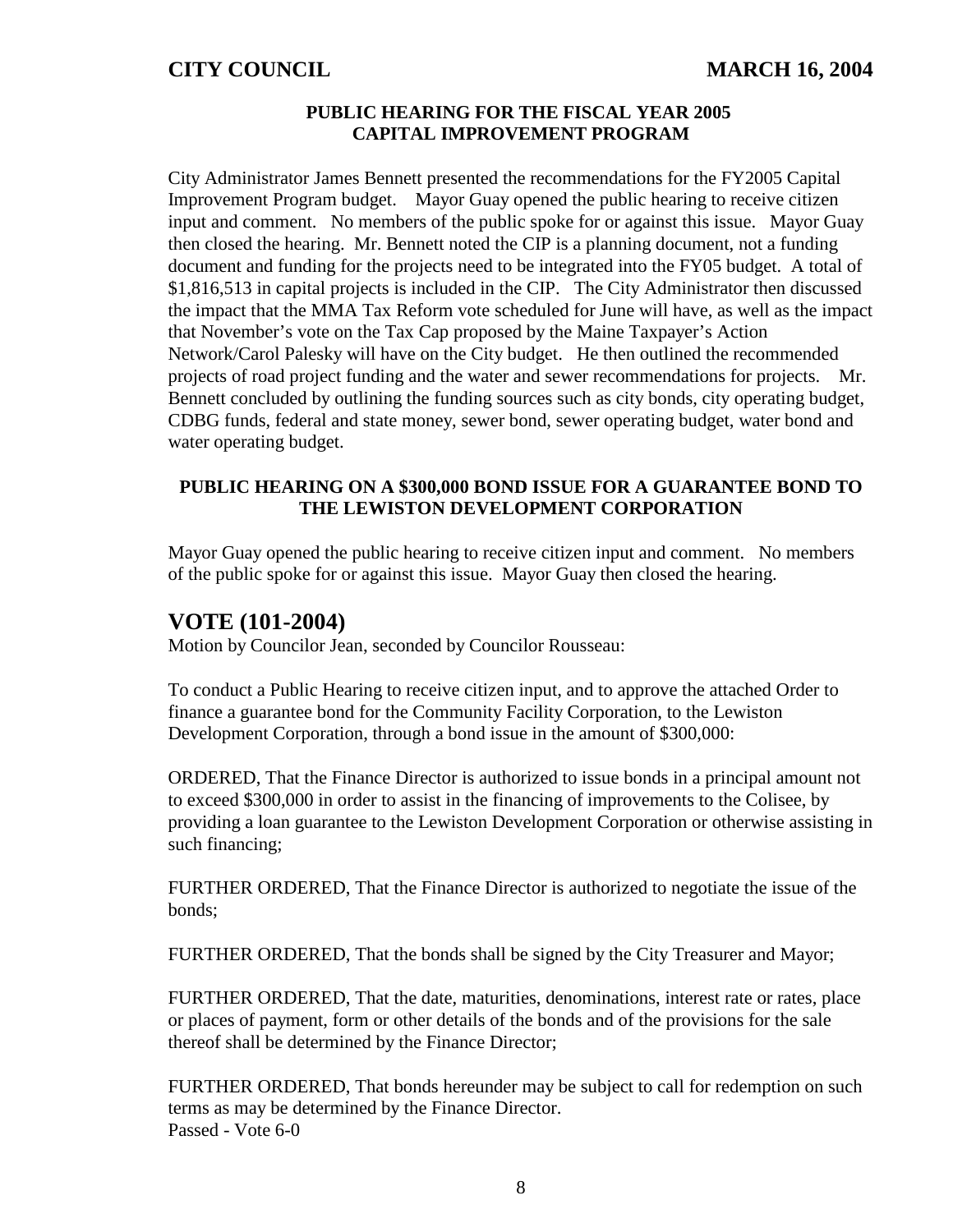### PUBLIC HEARING FOR THE FISCAL YEAR 2005 CAPITAL IMPROVEMENT PROGRAM

City Administrator James Bennett presented the recommendations for the FY2005 Capital Improvement Program budget. Mayor Guay opened the public hearing to receive citizen input and comment. No members of the public spoke for or against this issue. Mayor Guay then closed the hearing. Mr. Bennett noted the CIP is a planning document, not a funding document and funding for the projects need to be integrated into the FY05 budget. A total of $1,816,513 in capital projects is included in the CIP. The City Administrator then discussed the impact that the MMA Tax Reform vote scheduled for June will have, as well as the impact that November's vote on the Tax Cap proposed by the Maine Taxpayer's Action Network/Carol Palesky will have on the City budget. He then outlined the recommended projects of road project funding and the water and sewer recommendations for projects. Mr. Bennett concluded by outlining the funding sources such as city bonds, city operating budget, CDBG funds, federal and state money, sewer bond, sewer operating budget, water bond and water operating budget.

### PUBLIC HEARING ON A $300,000 BOND ISSUE FOR A GUARANTEE BOND TO THE LEWISTON DEVELOPMENT CORPORATION

Mayor Guay opened the public hearing to receive citizen input and comment. No members of the public spoke for or against this issue. Mayor Guay then closed the hearing.

## VOTE (101-2004)

Motion by Councilor Jean, seconded by Councilor Rousseau:

To conduct a Public Hearing to receive citizen input, and to approve the attached Order to finance a guarantee bond for the Community Facility Corporation, to the Lewiston Development Corporation, through a bond issue in the amount of $300,000:

ORDERED, That the Finance Director is authorized to issue bonds in a principal amount not to exceed $300,000 in order to assist in the financing of improvements to the Colisee, by providing a loan guarantee to the Lewiston Development Corporation or otherwise assisting in such financing;

FURTHER ORDERED, That the Finance Director is authorized to negotiate the issue of the bonds;

FURTHER ORDERED, That the bonds shall be signed by the City Treasurer and Mayor;

FURTHER ORDERED, That the date, maturities, denominations, interest rate or rates, place or places of payment, form or other details of the bonds and of the provisions for the sale thereof shall be determined by the Finance Director;

FURTHER ORDERED, That bonds hereunder may be subject to call for redemption on such terms as may be determined by the Finance Director.
Passed - Vote 6-0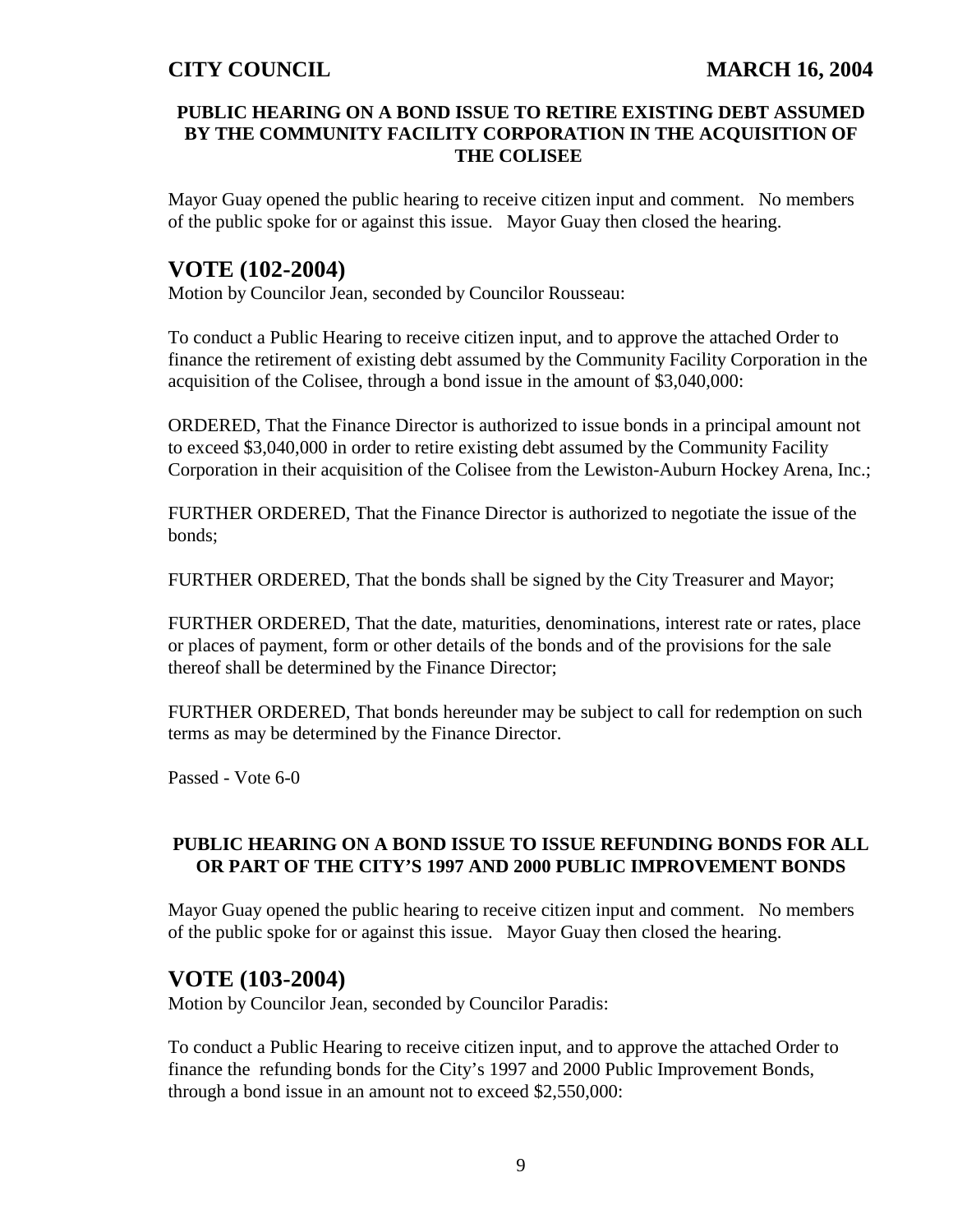**PUBLIC HEARING ON A BOND ISSUE TO RETIRE EXISTING DEBT ASSUMED BY THE COMMUNITY FACILITY CORPORATION IN THE ACQUISITION OF THE COLISEE**

Mayor Guay opened the public hearing to receive citizen input and comment. No members of the public spoke for or against this issue. Mayor Guay then closed the hearing.

## VOTE (102-2004)

Motion by Councilor Jean, seconded by Councilor Rousseau:

To conduct a Public Hearing to receive citizen input, and to approve the attached Order to finance the retirement of existing debt assumed by the Community Facility Corporation in the acquisition of the Colisee, through a bond issue in the amount of $3,040,000:

ORDERED, That the Finance Director is authorized to issue bonds in a principal amount not to exceed $3,040,000 in order to retire existing debt assumed by the Community Facility Corporation in their acquisition of the Colisee from the Lewiston-Auburn Hockey Arena, Inc.;

FURTHER ORDERED, That the Finance Director is authorized to negotiate the issue of the bonds;

FURTHER ORDERED, That the bonds shall be signed by the City Treasurer and Mayor;

FURTHER ORDERED, That the date, maturities, denominations, interest rate or rates, place or places of payment, form or other details of the bonds and of the provisions for the sale thereof shall be determined by the Finance Director;

FURTHER ORDERED, That bonds hereunder may be subject to call for redemption on such terms as may be determined by the Finance Director.

Passed - Vote 6-0

**PUBLIC HEARING ON A BOND ISSUE TO ISSUE REFUNDING BONDS FOR ALL OR PART OF THE CITY'S 1997 AND 2000 PUBLIC IMPROVEMENT BONDS**

Mayor Guay opened the public hearing to receive citizen input and comment. No members of the public spoke for or against this issue. Mayor Guay then closed the hearing.

## VOTE (103-2004)

Motion by Councilor Jean, seconded by Councilor Paradis:

To conduct a Public Hearing to receive citizen input, and to approve the attached Order to finance the refunding bonds for the City's 1997 and 2000 Public Improvement Bonds, through a bond issue in an amount not to exceed $2,550,000: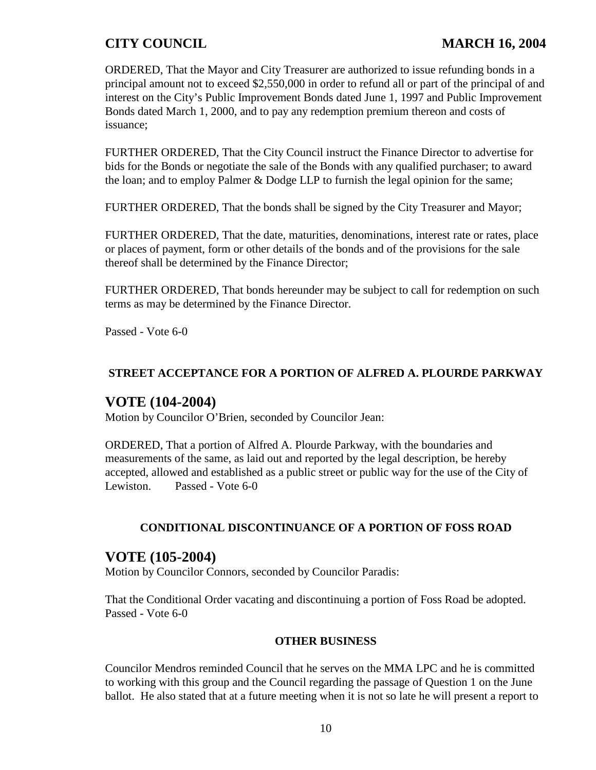ORDERED, That the Mayor and City Treasurer are authorized to issue refunding bonds in a principal amount not to exceed $2,550,000 in order to refund all or part of the principal of and interest on the City's Public Improvement Bonds dated June 1, 1997 and Public Improvement Bonds dated March 1, 2000, and to pay any redemption premium thereon and costs of issuance;

FURTHER ORDERED, That the City Council instruct the Finance Director to advertise for bids for the Bonds or negotiate the sale of the Bonds with any qualified purchaser; to award the loan; and to employ Palmer & Dodge LLP to furnish the legal opinion for the same;

FURTHER ORDERED, That the bonds shall be signed by the City Treasurer and Mayor;

FURTHER ORDERED, That the date, maturities, denominations, interest rate or rates, place or places of payment, form or other details of the bonds and of the provisions for the sale thereof shall be determined by the Finance Director;

FURTHER ORDERED, That bonds hereunder may be subject to call for redemption on such terms as may be determined by the Finance Director.

Passed - Vote 6-0

### STREET ACCEPTANCE FOR A PORTION OF ALFRED A. PLOURDE PARKWAY

## VOTE (104-2004)

Motion by Councilor O'Brien, seconded by Councilor Jean:

ORDERED, That a portion of Alfred A. Plourde Parkway, with the boundaries and measurements of the same, as laid out and reported by the legal description, be hereby accepted, allowed and established as a public street or public way for the use of the City of Lewiston. Passed - Vote 6-0

### CONDITIONAL DISCONTINUANCE OF A PORTION OF FOSS ROAD

## VOTE (105-2004)

Motion by Councilor Connors, seconded by Councilor Paradis:

That the Conditional Order vacating and discontinuing a portion of Foss Road be adopted.
Passed - Vote 6-0

### OTHER BUSINESS

Councilor Mendros reminded Council that he serves on the MMA LPC and he is committed to working with this group and the Council regarding the passage of Question 1 on the June ballot. He also stated that at a future meeting when it is not so late he will present a report to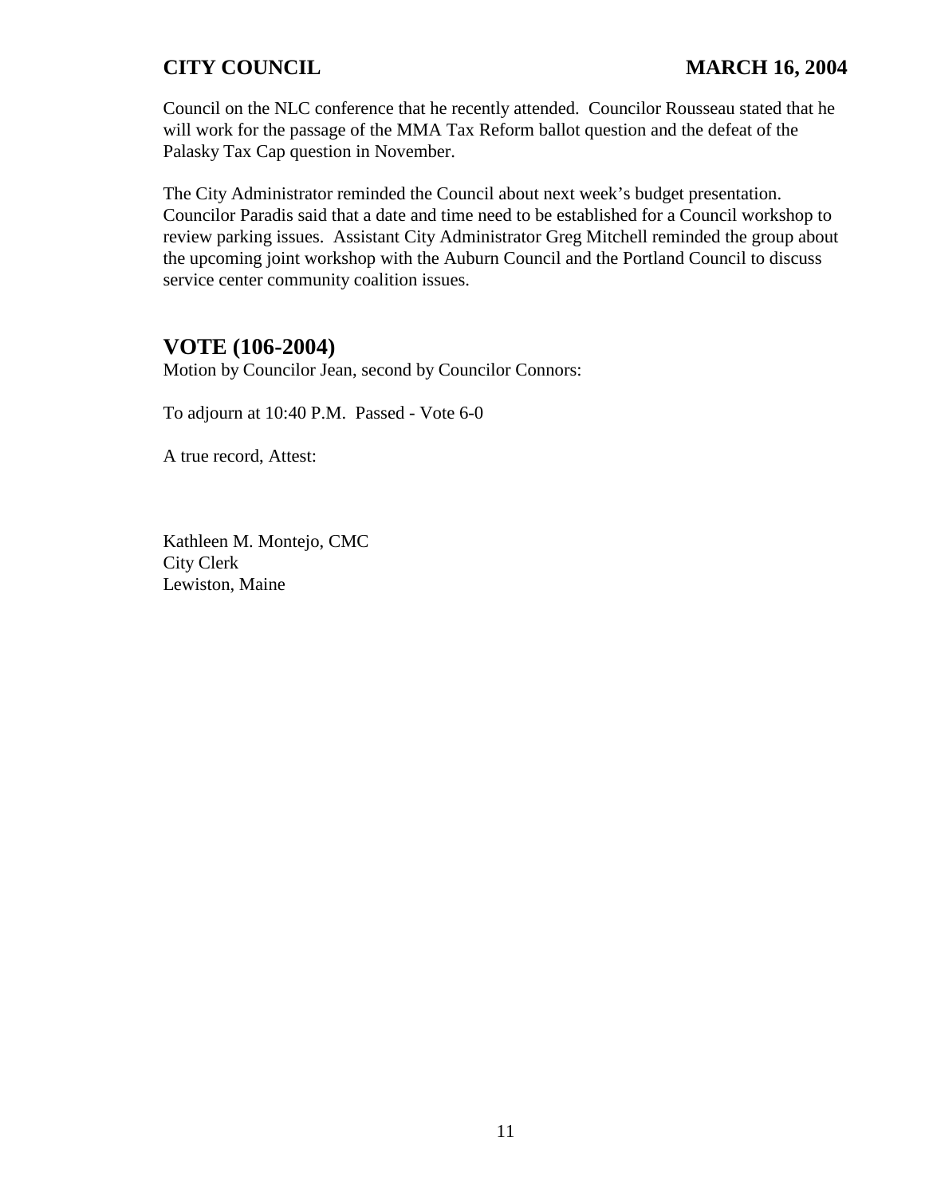Council on the NLC conference that he recently attended. Councilor Rousseau stated that he will work for the passage of the MMA Tax Reform ballot question and the defeat of the Palasky Tax Cap question in November.

The City Administrator reminded the Council about next week's budget presentation. Councilor Paradis said that a date and time need to be established for a Council workshop to review parking issues. Assistant City Administrator Greg Mitchell reminded the group about the upcoming joint workshop with the Auburn Council and the Portland Council to discuss service center community coalition issues.

## VOTE (106-2004)

Motion by Councilor Jean, second by Councilor Connors:

To adjourn at 10:40 P.M. Passed - Vote 6-0

A true record, Attest:

Kathleen M. Montejo, CMC
City Clerk
Lewiston, Maine